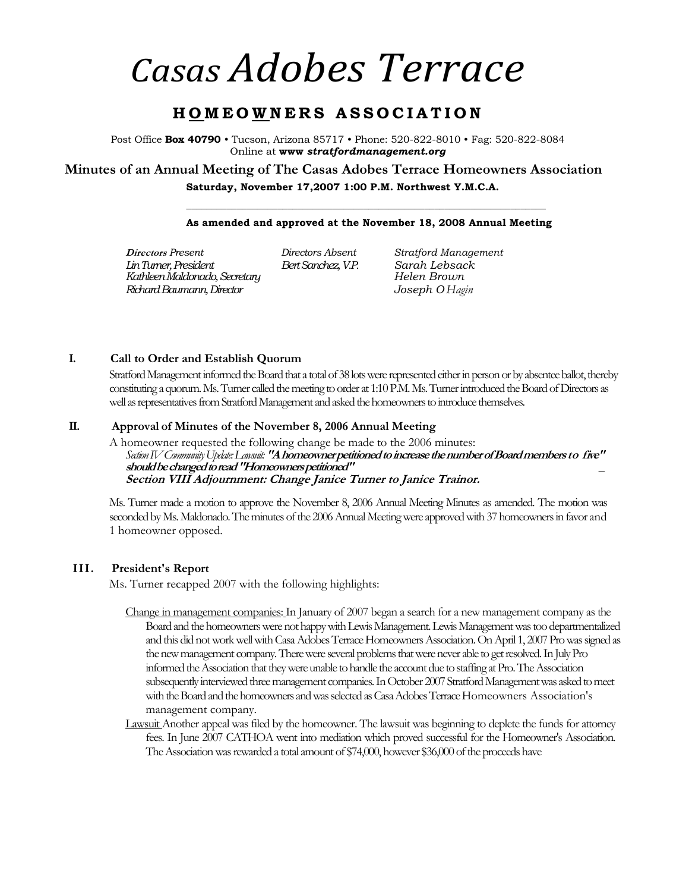# *Casas Adobes Terrace*

## HOMEOWNERS ASSOCIATION

Post Office **Box 40790** • Tucson, Arizona 85717 • Phone: 520-822-8010 • Fag: 520-822-8084
Online at ***www stratfordmanagement.org***

### Minutes of an Annual Meeting of The Casas Adobes Terrace Homeowners Association

**Saturday, November 17,2007 1:00 P.M. Northwest Y.M.C.A.**

---

**As amended and approved at the November 18, 2008 Annual Meeting**

| ***Directors** Present* | *Directors Absent* | *Stratford Management* |
|---|---|---|
| *Lin Turner, President* | *Bert Sanchez, V.P.* | *Sarah Lebsack* |
| *Kathleen Maldonado, Secretary* | | *Helen Brown* |
| *Richard Baumann, Director* | | *Joseph O Hagin* |

**I. Call to Order and Establish Quorum**

Stratford Management informed the Board that a total of 38 lots were represented either in person or by absentee ballot, thereby constituting a quorum. Ms. Turner called the meeting to order at 1:10 P.M. Ms. Turner introduced the Board of Directors as well as representatives from Stratford Management and asked the homeowners to introduce themselves.

**II. Approval of Minutes of the November 8, 2006 Annual Meeting**

A homeowner requested the following change be made to the 2006 minutes:

*Section IV Community Update: Lawsuit:* ***"A homeowner petitioned to increase the number of Board members to five" should be changed to read "Homeowners petitioned"***

***Section VIII Adjournment: Change Janice Turner to Janice Trainor.***

Ms. Turner made a motion to approve the November 8, 2006 Annual Meeting Minutes as amended. The motion was seconded by Ms. Maldonado. The minutes of the 2006 Annual Meeting were approved with 37 homeowners in favor and 1 homeowner opposed.

**III. President's Report**

Ms. Turner recapped 2007 with the following highlights:

Change in management companies: In January of 2007 began a search for a new management company as the Board and the homeowners were not happy with Lewis Management. Lewis Management was too departmentalized and this did not work well with Casa Adobes Terrace Homeowners Association. On April 1, 2007 Pro was signed as the new management company. There were several problems that were never able to get resolved. In July Pro informed the Association that they were unable to handle the account due to staffing at Pro. The Association subsequently interviewed three management companies. In October 2007 Stratford Management was asked to meet with the Board and the homeowners and was selected as Casa Adobes Terrace Homeowners Association's management company.

Lawsuit Another appeal was filed by the homeowner. The lawsuit was beginning to deplete the funds for attorney fees. In June 2007 CATHOA went into mediation which proved successful for the Homeowner's Association. The Association was rewarded a total amount of $74,000, however $36,000 of the proceeds have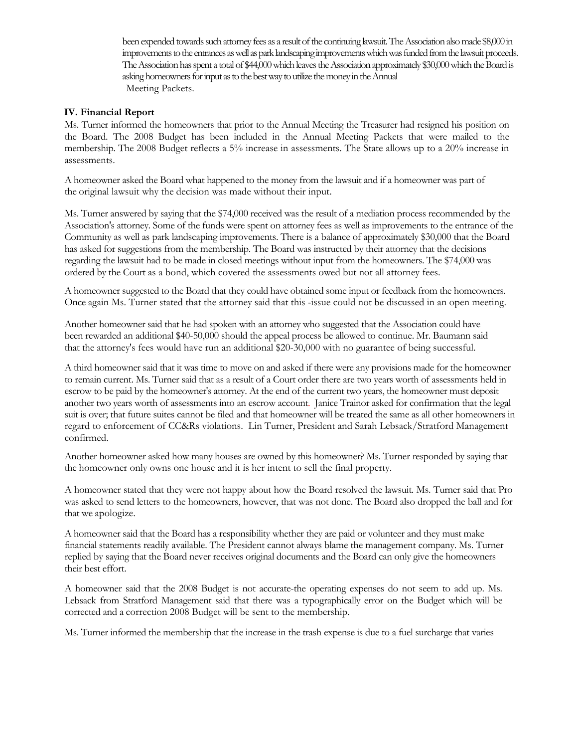been expended towards such attorney fees as a result of the continuing lawsuit. The Association also made $8,000 in improvements to the entrances as well as park landscaping improvements which was funded from the lawsuit proceeds. The Association has spent a total of $44,000 which leaves the Association approximately $30,000 which the Board is asking homeowners for input as to the best way to utilize the money in the Annual Meeting Packets.

### IV. Financial Report

Ms. Turner informed the homeowners that prior to the Annual Meeting the Treasurer had resigned his position on the Board. The 2008 Budget has been included in the Annual Meeting Packets that were mailed to the membership. The 2008 Budget reflects a 5% increase in assessments. The State allows up to a 20% increase in assessments.

A homeowner asked the Board what happened to the money from the lawsuit and if a homeowner was part of the original lawsuit why the decision was made without their input.

Ms. Turner answered by saying that the $74,000 received was the result of a mediation process recommended by the Association's attorney. Some of the funds were spent on attorney fees as well as improvements to the entrance of the Community as well as park landscaping improvements. There is a balance of approximately $30,000 that the Board has asked for suggestions from the membership. The Board was instructed by their attorney that the decisions regarding the lawsuit had to be made in closed meetings without input from the homeowners. The $74,000 was ordered by the Court as a bond, which covered the assessments owed but not all attorney fees.

A homeowner suggested to the Board that they could have obtained some input or feedback from the homeowners. Once again Ms. Turner stated that the attorney said that this -issue could not be discussed in an open meeting.

Another homeowner said that he had spoken with an attorney who suggested that the Association could have been rewarded an additional $40-50,000 should the appeal process be allowed to continue. Mr. Baumann said that the attorney's fees would have run an additional $20-30,000 with no guarantee of being successful.

A third homeowner said that it was time to move on and asked if there were any provisions made for the homeowner to remain current. Ms. Turner said that as a result of a Court order there are two years worth of assessments held in escrow to be paid by the homeowner's attorney. At the end of the current two years, the homeowner must deposit another two years worth of assessments into an escrow account. Janice Trainor asked for confirmation that the legal suit is over; that future suites cannot be filed and that homeowner will be treated the same as all other homeowners in regard to enforcement of CC&Rs violations. Lin Turner, President and Sarah Lebsack/Stratford Management confirmed.

Another homeowner asked how many houses are owned by this homeowner? Ms. Turner responded by saying that the homeowner only owns one house and it is her intent to sell the final property.

A homeowner stated that they were not happy about how the Board resolved the lawsuit. Ms. Turner said that Pro was asked to send letters to the homeowners, however, that was not done. The Board also dropped the ball and for that we apologize.

A homeowner said that the Board has a responsibility whether they are paid or volunteer and they must make financial statements readily available. The President cannot always blame the management company. Ms. Turner replied by saying that the Board never receives original documents and the Board can only give the homeowners their best effort.

A homeowner said that the 2008 Budget is not accurate-the operating expenses do not seem to add up. Ms. Lebsack from Stratford Management said that there was a typographically error on the Budget which will be corrected and a correction 2008 Budget will be sent to the membership.

Ms. Turner informed the membership that the increase in the trash expense is due to a fuel surcharge that varies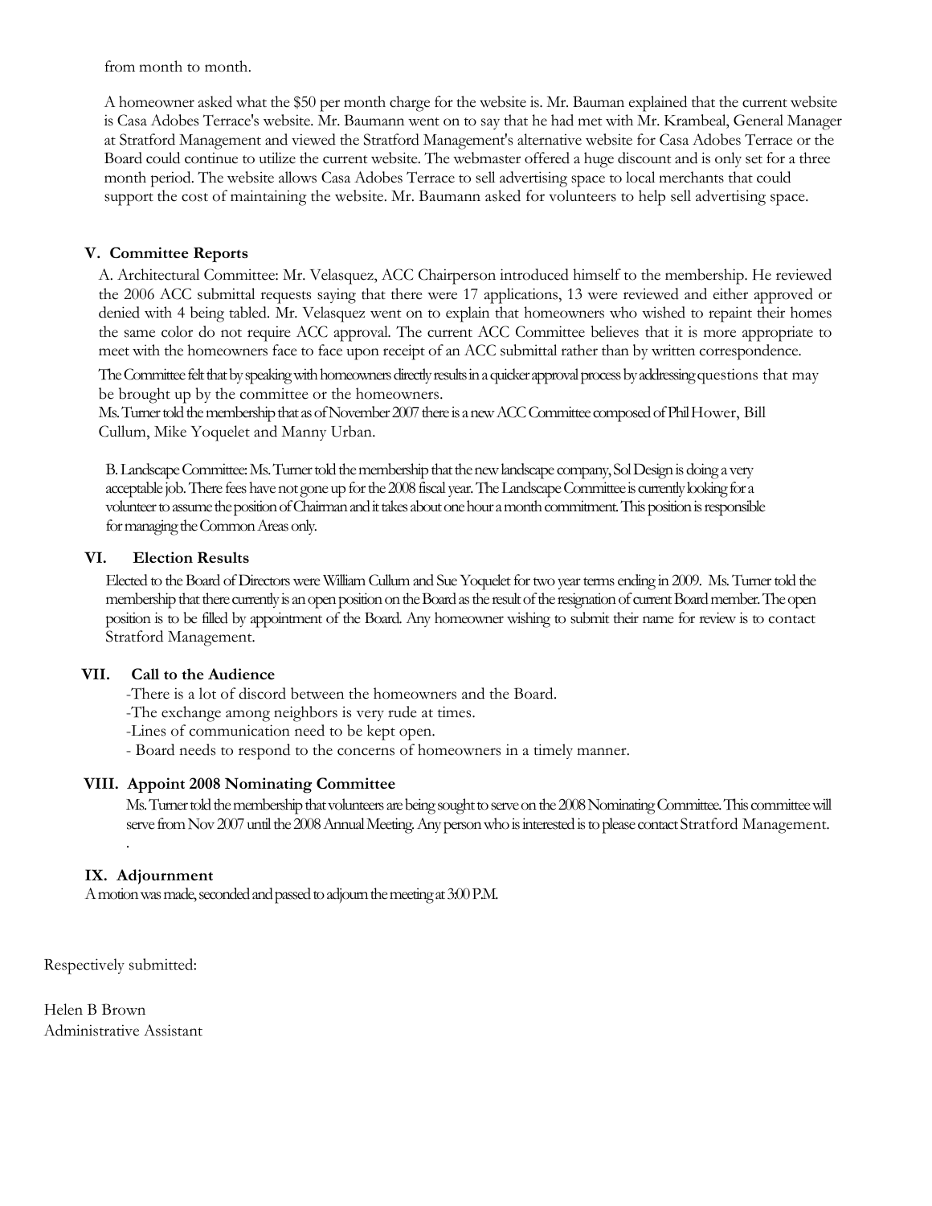from month to month.

A homeowner asked what the $50 per month charge for the website is. Mr. Bauman explained that the current website is Casa Adobes Terrace's website. Mr. Baumann went on to say that he had met with Mr. Krambeal, General Manager at Stratford Management and viewed the Stratford Management's alternative website for Casa Adobes Terrace or the Board could continue to utilize the current website. The webmaster offered a huge discount and is only set for a three month period. The website allows Casa Adobes Terrace to sell advertising space to local merchants that could support the cost of maintaining the website. Mr. Baumann asked for volunteers to help sell advertising space.

## V. Committee Reports

A. Architectural Committee: Mr. Velasquez, ACC Chairperson introduced himself to the membership. He reviewed the 2006 ACC submittal requests saying that there were 17 applications, 13 were reviewed and either approved or denied with 4 being tabled. Mr. Velasquez went on to explain that homeowners who wished to repaint their homes the same color do not require ACC approval. The current ACC Committee believes that it is more appropriate to meet with the homeowners face to face upon receipt of an ACC submittal rather than by written correspondence.

The Committee felt that by speaking with homeowners directly results in a quicker approval process by addressing questions that may be brought up by the committee or the homeowners.

Ms. Turner told the membership that as of November 2007 there is a new ACC Committee composed of Phil Hower, Bill Cullum, Mike Yoquelet and Manny Urban.

B. Landscape Committee: Ms. Turner told the membership that the new landscape company, Sol Design is doing a very acceptable job. There fees have not gone up for the 2008 fiscal year. The Landscape Committee is currently looking for a volunteer to assume the position of Chairman and it takes about one hour a month commitment. This position is responsible for managing the Common Areas only.

## VI. Election Results

Elected to the Board of Directors were William Cullum and Sue Yoquelet for two year terms ending in 2009. Ms. Turner told the membership that there currently is an open position on the Board as the result of the resignation of current Board member. The open position is to be filled by appointment of the Board. Any homeowner wishing to submit their name for review is to contact Stratford Management.

## VII. Call to the Audience

- There is a lot of discord between the homeowners and the Board.
- The exchange among neighbors is very rude at times.
- Lines of communication need to be kept open.
- Board needs to respond to the concerns of homeowners in a timely manner.

## VIII. Appoint 2008 Nominating Committee

Ms. Turner told the membership that volunteers are being sought to serve on the 2008 Nominating Committee. This committee will serve from Nov 2007 until the 2008 Annual Meeting. Any person who is interested is to please contact Stratford Management.

## IX. Adjournment

A motion was made, seconded and passed to adjourn the meeting at 3:00 P.M.

Respectively submitted:

Helen B Brown
Administrative Assistant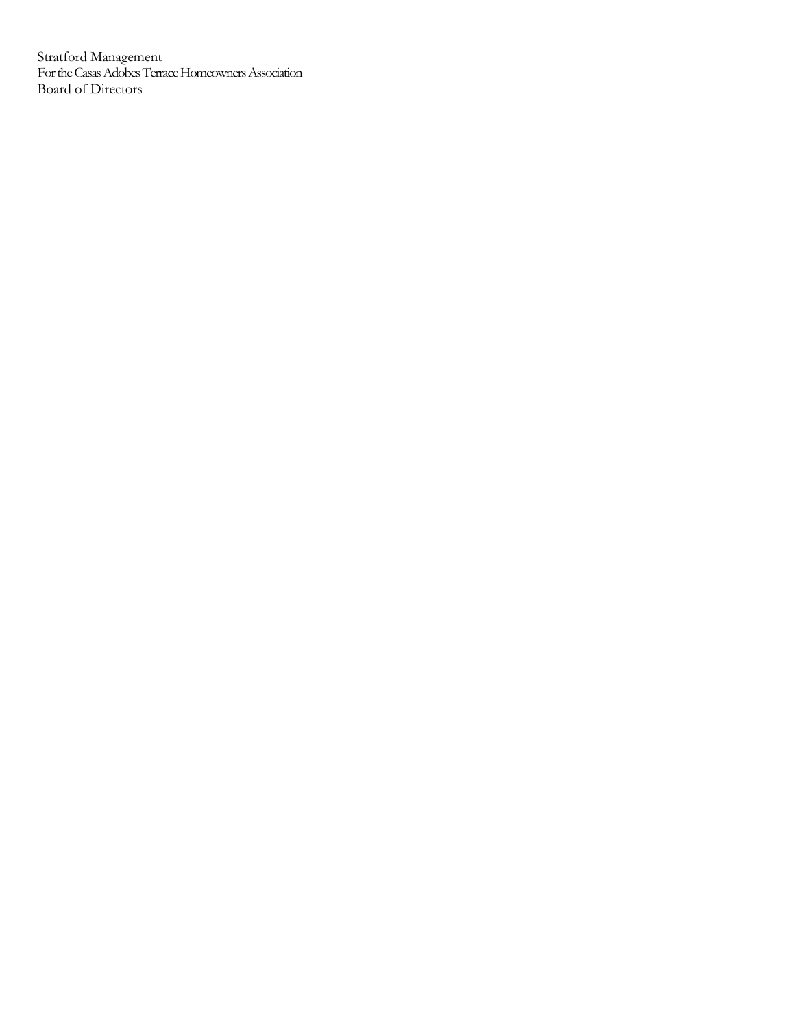Stratford Management
For the Casas Adobes Terrace Homeowners Association
Board of Directors